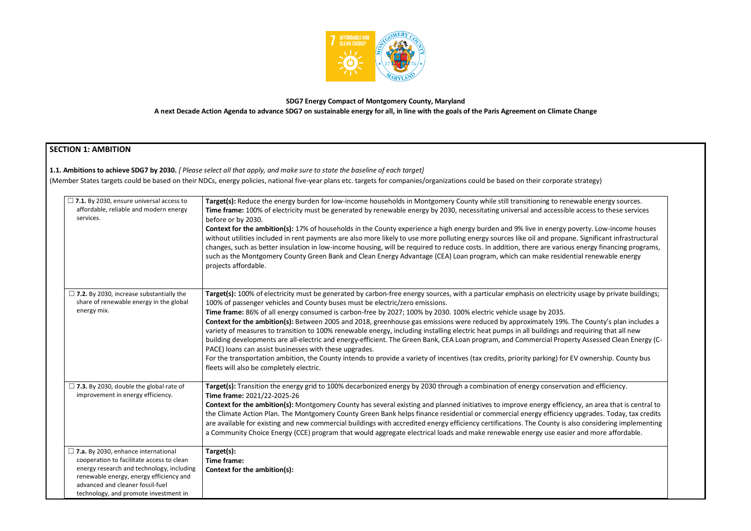**SDG7 Energy Compact of Montgomery County, Maryland**

**A next Decade Action Agenda to advance SDG7 on sustainable energy for all, in line with the goals of the Paris Agreement on Climate Change**

## SECTION 1: AMBITION

**1.1. Ambitions to achieve SDG7 by 2030.** *[ Please select all that apply, and make sure to state the baseline of each target]*

(Member States targets could be based on their NDCs, energy policies, national five-year plans etc. targets for companies/organizations could be based on their corporate strategy)

| | |
|---|---|
| ☐ **7.1.** By 2030, ensure universal access to affordable, reliable and modern energy services. | **Target(s):** Reduce the energy burden for low-income households in Montgomery County while still transitioning to renewable energy sources.<br>**Time frame:** 100% of electricity must be generated by renewable energy by 2030, necessitating universal and accessible access to these services before or by 2030.<br>**Context for the ambition(s):** 17% of households in the County experience a high energy burden and 9% live in energy poverty. Low-income houses without utilities included in rent payments are also more likely to use more polluting energy sources like oil and propane. Significant infrastructural changes, such as better insulation in low-income housing, will be required to reduce costs. In addition, there are various energy financing programs, such as the Montgomery County Green Bank and Clean Energy Advantage (CEA) Loan program, which can make residential renewable energy projects affordable. |
| ☐ **7.2.** By 2030, increase substantially the share of renewable energy in the global energy mix. | **Target(s):** 100% of electricity must be generated by carbon-free energy sources, with a particular emphasis on electricity usage by private buildings; 100% of passenger vehicles and County buses must be electric/zero emissions.<br>**Time frame:** 86% of all energy consumed is carbon-free by 2027; 100% by 2030. 100% electric vehicle usage by 2035.<br>**Context for the ambition(s):** Between 2005 and 2018, greenhouse gas emissions were reduced by approximately 19%. The County's plan includes a variety of measures to transition to 100% renewable energy, including installing electric heat pumps in all buildings and requiring that all new building developments are all-electric and energy-efficient. The Green Bank, CEA Loan program, and Commercial Property Assessed Clean Energy (C-PACE) loans can assist businesses with these upgrades.<br>For the transportation ambition, the County intends to provide a variety of incentives (tax credits, priority parking) for EV ownership. County bus fleets will also be completely electric. |
| ☐ **7.3.** By 2030, double the global rate of improvement in energy efficiency. | **Target(s):** Transition the energy grid to 100% decarbonized energy by 2030 through a combination of energy conservation and efficiency.<br>**Time frame:** 2021/22-2025-26<br>**Context for the ambition(s):** Montgomery County has several existing and planned initiatives to improve energy efficiency, an area that is central to the Climate Action Plan. The Montgomery County Green Bank helps finance residential or commercial energy efficiency upgrades. Today, tax credits are available for existing and new commercial buildings with accredited energy efficiency certifications. The County is also considering implementing a Community Choice Energy (CCE) program that would aggregate electrical loads and make renewable energy use easier and more affordable. |
| ☐ **7.a.** By 2030, enhance international cooperation to facilitate access to clean energy research and technology, including renewable energy, energy efficiency and advanced and cleaner fossil-fuel technology, and promote investment in | **Target(s):**<br>**Time frame:**<br>**Context for the ambition(s):** |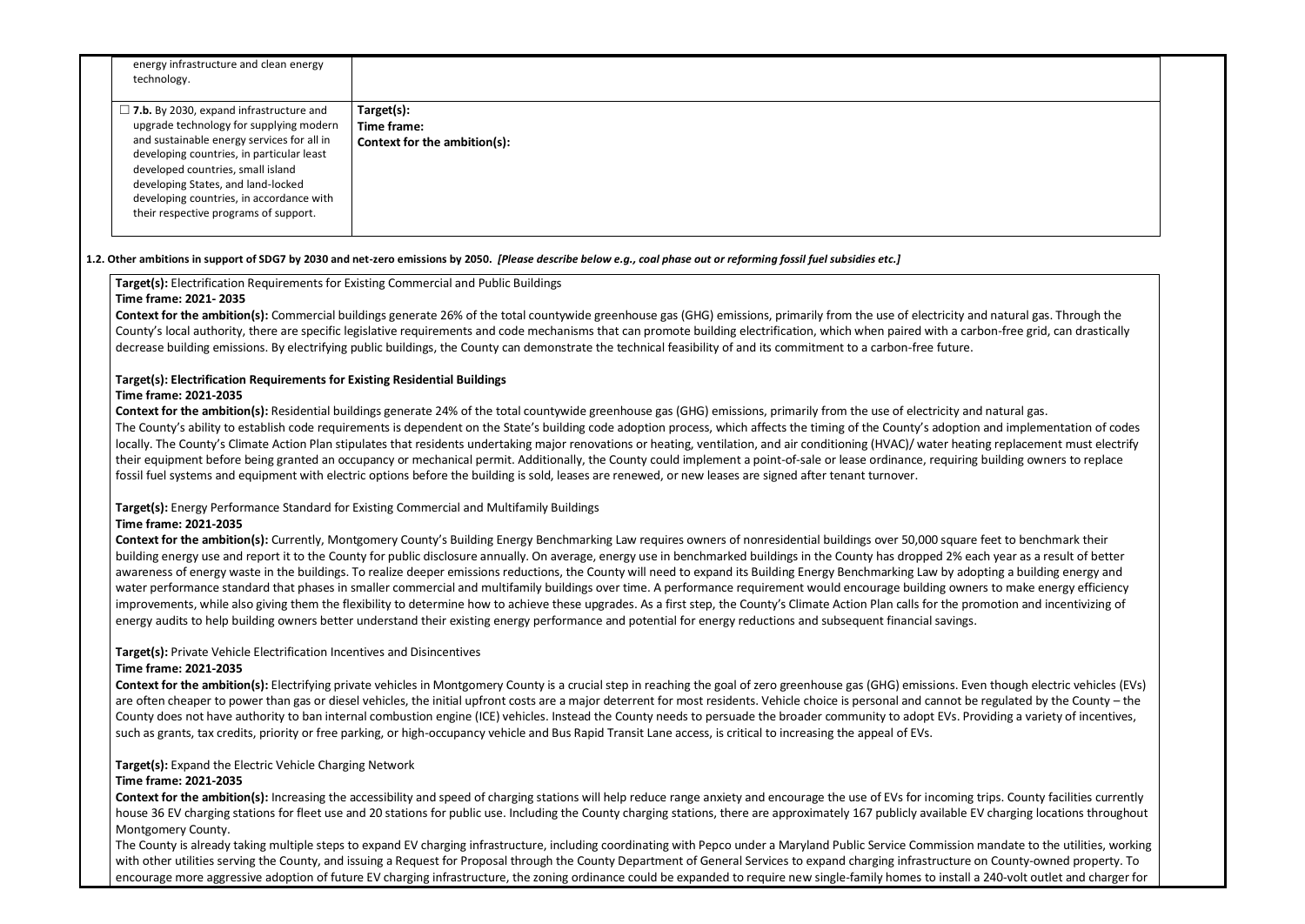| | |
|---|---|
| energy infrastructure and clean energy technology. | |
| ☐ **7.b.** By 2030, expand infrastructure and upgrade technology for supplying modern and sustainable energy services for all in developing countries, in particular least developed countries, small island developing States, and land-locked developing countries, in accordance with their respective programs of support. | **Target(s):**<br>**Time frame:**<br>**Context for the ambition(s):** |

**1.2. Other ambitions in support of SDG7 by 2030 and net-zero emissions by 2050.** ***[Please describe below e.g., coal phase out or reforming fossil fuel subsidies etc.]***

**Target(s):** Electrification Requirements for Existing Commercial and Public Buildings
**Time frame: 2021- 2035**
**Context for the ambition(s):** Commercial buildings generate 26% of the total countywide greenhouse gas (GHG) emissions, primarily from the use of electricity and natural gas. Through the County's local authority, there are specific legislative requirements and code mechanisms that can promote building electrification, which when paired with a carbon-free grid, can drastically decrease building emissions. By electrifying public buildings, the County can demonstrate the technical feasibility of and its commitment to a carbon-free future.

**Target(s): Electrification Requirements for Existing Residential Buildings**
**Time frame: 2021-2035**
**Context for the ambition(s):** Residential buildings generate 24% of the total countywide greenhouse gas (GHG) emissions, primarily from the use of electricity and natural gas.
The County's ability to establish code requirements is dependent on the State's building code adoption process, which affects the timing of the County's adoption and implementation of codes locally. The County's Climate Action Plan stipulates that residents undertaking major renovations or heating, ventilation, and air conditioning (HVAC)/ water heating replacement must electrify their equipment before being granted an occupancy or mechanical permit. Additionally, the County could implement a point-of-sale or lease ordinance, requiring building owners to replace fossil fuel systems and equipment with electric options before the building is sold, leases are renewed, or new leases are signed after tenant turnover.

**Target(s):** Energy Performance Standard for Existing Commercial and Multifamily Buildings
**Time frame: 2021-2035**
**Context for the ambition(s):** Currently, Montgomery County's Building Energy Benchmarking Law requires owners of nonresidential buildings over 50,000 square feet to benchmark their building energy use and report it to the County for public disclosure annually. On average, energy use in benchmarked buildings in the County has dropped 2% each year as a result of better awareness of energy waste in the buildings. To realize deeper emissions reductions, the County will need to expand its Building Energy Benchmarking Law by adopting a building energy and water performance standard that phases in smaller commercial and multifamily buildings over time. A performance requirement would encourage building owners to make energy efficiency improvements, while also giving them the flexibility to determine how to achieve these upgrades. As a first step, the County's Climate Action Plan calls for the promotion and incentivizing of energy audits to help building owners better understand their existing energy performance and potential for energy reductions and subsequent financial savings.

**Target(s):** Private Vehicle Electrification Incentives and Disincentives
**Time frame: 2021-2035**
**Context for the ambition(s):** Electrifying private vehicles in Montgomery County is a crucial step in reaching the goal of zero greenhouse gas (GHG) emissions. Even though electric vehicles (EVs) are often cheaper to power than gas or diesel vehicles, the initial upfront costs are a major deterrent for most residents. Vehicle choice is personal and cannot be regulated by the County – the County does not have authority to ban internal combustion engine (ICE) vehicles. Instead the County needs to persuade the broader community to adopt EVs. Providing a variety of incentives, such as grants, tax credits, priority or free parking, or high-occupancy vehicle and Bus Rapid Transit Lane access, is critical to increasing the appeal of EVs.

**Target(s):** Expand the Electric Vehicle Charging Network
**Time frame: 2021-2035**
**Context for the ambition(s):** Increasing the accessibility and speed of charging stations will help reduce range anxiety and encourage the use of EVs for incoming trips. County facilities currently house 36 EV charging stations for fleet use and 20 stations for public use. Including the County charging stations, there are approximately 167 publicly available EV charging locations throughout Montgomery County.
The County is already taking multiple steps to expand EV charging infrastructure, including coordinating with Pepco under a Maryland Public Service Commission mandate to the utilities, working with other utilities serving the County, and issuing a Request for Proposal through the County Department of General Services to expand charging infrastructure on County-owned property. To encourage more aggressive adoption of future EV charging infrastructure, the zoning ordinance could be expanded to require new single-family homes to install a 240-volt outlet and charger for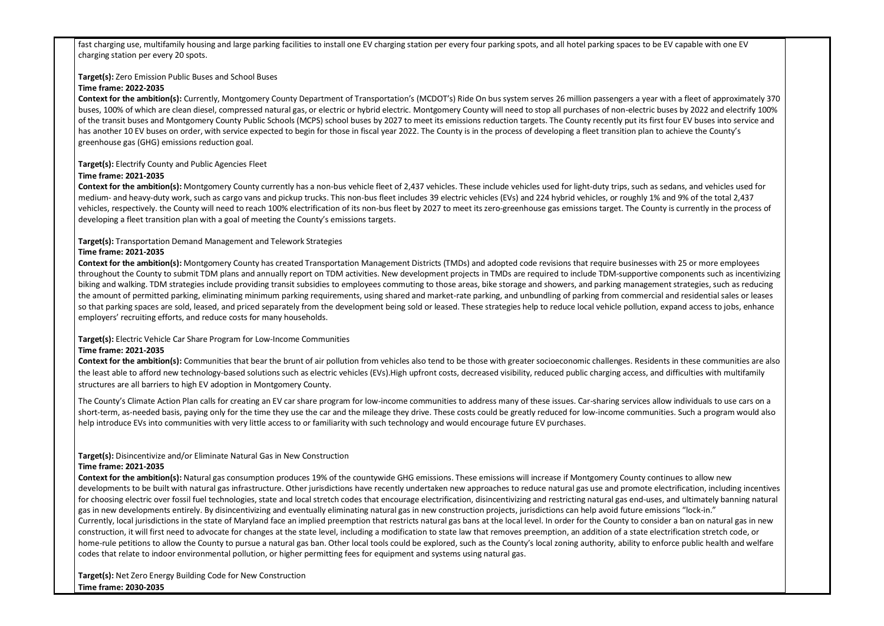fast charging use, multifamily housing and large parking facilities to install one EV charging station per every four parking spots, and all hotel parking spaces to be EV capable with one EV charging station per every 20 spots.

**Target(s):** Zero Emission Public Buses and School Buses
**Time frame: 2022-2035**
**Context for the ambition(s):** Currently, Montgomery County Department of Transportation's (MCDOT's) Ride On bus system serves 26 million passengers a year with a fleet of approximately 370 buses, 100% of which are clean diesel, compressed natural gas, or electric or hybrid electric. Montgomery County will need to stop all purchases of non-electric buses by 2022 and electrify 100% of the transit buses and Montgomery County Public Schools (MCPS) school buses by 2027 to meet its emissions reduction targets. The County recently put its first four EV buses into service and has another 10 EV buses on order, with service expected to begin for those in fiscal year 2022. The County is in the process of developing a fleet transition plan to achieve the County's greenhouse gas (GHG) emissions reduction goal.

**Target(s):** Electrify County and Public Agencies Fleet
**Time frame: 2021-2035**
**Context for the ambition(s):** Montgomery County currently has a non-bus vehicle fleet of 2,437 vehicles. These include vehicles used for light-duty trips, such as sedans, and vehicles used for medium- and heavy-duty work, such as cargo vans and pickup trucks. This non-bus fleet includes 39 electric vehicles (EVs) and 224 hybrid vehicles, or roughly 1% and 9% of the total 2,437 vehicles, respectively. the County will need to reach 100% electrification of its non-bus fleet by 2027 to meet its zero-greenhouse gas emissions target. The County is currently in the process of developing a fleet transition plan with a goal of meeting the County's emissions targets.

**Target(s):** Transportation Demand Management and Telework Strategies
**Time frame: 2021-2035**
**Context for the ambition(s):** Montgomery County has created Transportation Management Districts (TMDs) and adopted code revisions that require businesses with 25 or more employees throughout the County to submit TDM plans and annually report on TDM activities. New development projects in TMDs are required to include TDM-supportive components such as incentivizing biking and walking. TDM strategies include providing transit subsidies to employees commuting to those areas, bike storage and showers, and parking management strategies, such as reducing the amount of permitted parking, eliminating minimum parking requirements, using shared and market-rate parking, and unbundling of parking from commercial and residential sales or leases so that parking spaces are sold, leased, and priced separately from the development being sold or leased. These strategies help to reduce local vehicle pollution, expand access to jobs, enhance employers' recruiting efforts, and reduce costs for many households.

**Target(s):** Electric Vehicle Car Share Program for Low-Income Communities
**Time frame: 2021-2035**
**Context for the ambition(s):** Communities that bear the brunt of air pollution from vehicles also tend to be those with greater socioeconomic challenges. Residents in these communities are also the least able to afford new technology-based solutions such as electric vehicles (EVs).High upfront costs, decreased visibility, reduced public charging access, and difficulties with multifamily structures are all barriers to high EV adoption in Montgomery County.

The County's Climate Action Plan calls for creating an EV car share program for low-income communities to address many of these issues. Car-sharing services allow individuals to use cars on a short-term, as-needed basis, paying only for the time they use the car and the mileage they drive. These costs could be greatly reduced for low-income communities. Such a program would also help introduce EVs into communities with very little access to or familiarity with such technology and would encourage future EV purchases.

**Target(s):** Disincentivize and/or Eliminate Natural Gas in New Construction
**Time frame: 2021-2035**
**Context for the ambition(s):** Natural gas consumption produces 19% of the countywide GHG emissions. These emissions will increase if Montgomery County continues to allow new developments to be built with natural gas infrastructure. Other jurisdictions have recently undertaken new approaches to reduce natural gas use and promote electrification, including incentives for choosing electric over fossil fuel technologies, state and local stretch codes that encourage electrification, disincentivizing and restricting natural gas end-uses, and ultimately banning natural gas in new developments entirely. By disincentivizing and eventually eliminating natural gas in new construction projects, jurisdictions can help avoid future emissions "lock-in."
Currently, local jurisdictions in the state of Maryland face an implied preemption that restricts natural gas bans at the local level. In order for the County to consider a ban on natural gas in new construction, it will first need to advocate for changes at the state level, including a modification to state law that removes preemption, an addition of a state electrification stretch code, or home-rule petitions to allow the County to pursue a natural gas ban. Other local tools could be explored, such as the County's local zoning authority, ability to enforce public health and welfare codes that relate to indoor environmental pollution, or higher permitting fees for equipment and systems using natural gas.

**Target(s):** Net Zero Energy Building Code for New Construction
**Time frame: 2030-2035**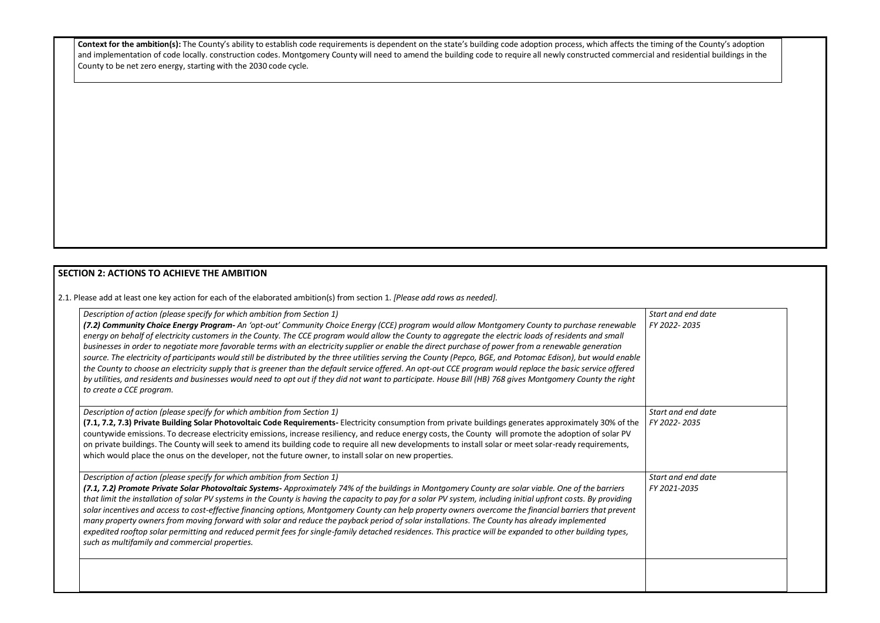**Context for the ambition(s):** The County's ability to establish code requirements is dependent on the state's building code adoption process, which affects the timing of the County's adoption and implementation of code locally. construction codes. Montgomery County will need to amend the building code to require all newly constructed commercial and residential buildings in the County to be net zero energy, starting with the 2030 code cycle.

## SECTION 2: ACTIONS TO ACHIEVE THE AMBITION

2.1. Please add at least one key action for each of the elaborated ambition(s) from section 1. *[Please add rows as needed].*

| Description of action (please specify for which ambition from Section 1) | Start and end date |
| --- | --- |
| ***(7.2) Community Choice Energy Program-*** *An 'opt-out' Community Choice Energy (CCE) program would allow Montgomery County to purchase renewable energy on behalf of electricity customers in the County. The CCE program would allow the County to aggregate the electric loads of residents and small businesses in order to negotiate more favorable terms with an electricity supplier or enable the direct purchase of power from a renewable generation source. The electricity of participants would still be distributed by the three utilities serving the County (Pepco, BGE, and Potomac Edison), but would enable the County to choose an electricity supply that is greener than the default service offered. An opt-out CCE program would replace the basic service offered by utilities, and residents and businesses would need to opt out if they did not want to participate. House Bill (HB) 768 gives Montgomery County the right to create a CCE program.* | *FY 2022- 2035* |
| *Description of action (please specify for which ambition from Section 1)* **(7.1, 7.2, 7.3) Private Building Solar Photovoltaic Code Requirements-** Electricity consumption from private buildings generates approximately 30% of the countywide emissions. To decrease electricity emissions, increase resiliency, and reduce energy costs, the County will promote the adoption of solar PV on private buildings. The County will seek to amend its building code to require all new developments to install solar or meet solar-ready requirements, which would place the onus on the developer, not the future owner, to install solar on new properties. | *Start and end date* *FY 2022- 2035* |
| *Description of action (please specify for which ambition from Section 1)* ***(7.1, 7.2) Promote Private Solar Photovoltaic Systems-*** *Approximately 74% of the buildings in Montgomery County are solar viable. One of the barriers that limit the installation of solar PV systems in the County is having the capacity to pay for a solar PV system, including initial upfront costs. By providing solar incentives and access to cost-effective financing options, Montgomery County can help property owners overcome the financial barriers that prevent many property owners from moving forward with solar and reduce the payback period of solar installations. The County has already implemented expedited rooftop solar permitting and reduced permit fees for single-family detached residences. This practice will be expanded to other building types, such as multifamily and commercial properties.* | *Start and end date* *FY 2021-2035* |
| | |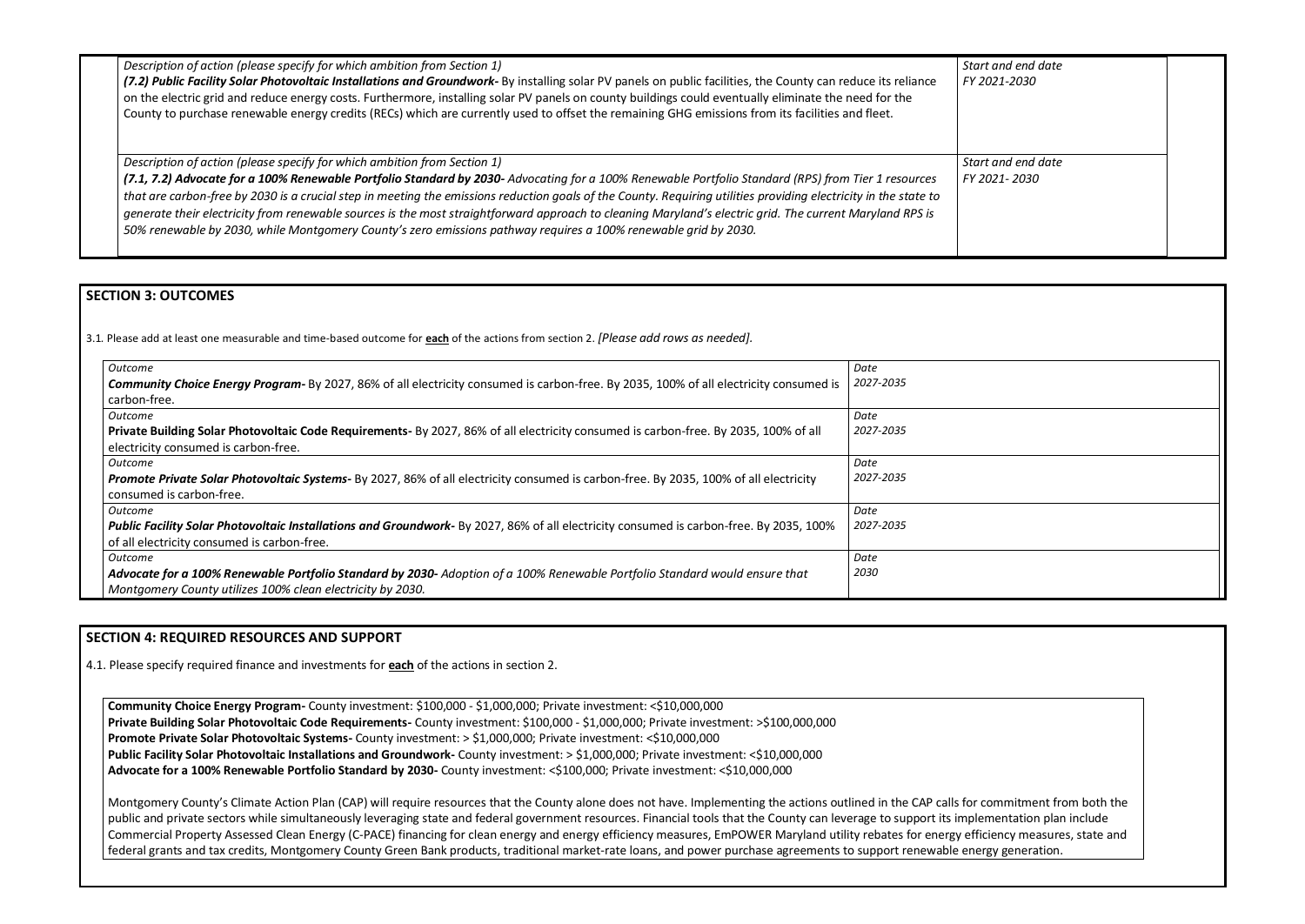| *Description of action (please specify for which ambition from Section 1)* | *Start and end date* |
| --- | --- |
| ***(7.2) Public Facility Solar Photovoltaic Installations and Groundwork-*** *By installing solar PV panels on public facilities, the County can reduce its reliance on the electric grid and reduce energy costs. Furthermore, installing solar PV panels on county buildings could eventually eliminate the need for the County to purchase renewable energy credits (RECs) which are currently used to offset the remaining GHG emissions from its facilities and fleet.* | *FY 2021-2030* |
| *Description of action (please specify for which ambition from Section 1)* ***(7.1, 7.2) Advocate for a 100% Renewable Portfolio Standard by 2030-*** *Advocating for a 100% Renewable Portfolio Standard (RPS) from Tier 1 resources that are carbon-free by 2030 is a crucial step in meeting the emissions reduction goals of the County. Requiring utilities providing electricity in the state to generate their electricity from renewable sources is the most straightforward approach to cleaning Maryland's electric grid. The current Maryland RPS is 50% renewable by 2030, while Montgomery County's zero emissions pathway requires a 100% renewable grid by 2030.* | *Start and end date* *FY 2021- 2030* |

## SECTION 3: OUTCOMES

3.1. Please add at least one measurable and time-based outcome for **each** of the actions from section 2. *[Please add rows as needed].*

| *Outcome* | *Date* |
| --- | --- |
| ***Community Choice Energy Program-*** By 2027, 86% of all electricity consumed is carbon-free. By 2035, 100% of all electricity consumed is carbon-free. | *2027-2035* |
| *Outcome* **Private Building Solar Photovoltaic Code Requirements-** By 2027, 86% of all electricity consumed is carbon-free. By 2035, 100% of all electricity consumed is carbon-free. | *Date* *2027-2035* |
| *Outcome* ***Promote Private Solar Photovoltaic Systems-*** By 2027, 86% of all electricity consumed is carbon-free. By 2035, 100% of all electricity consumed is carbon-free. | *Date* *2027-2035* |
| *Outcome* ***Public Facility Solar Photovoltaic Installations and Groundwork-*** By 2027, 86% of all electricity consumed is carbon-free. By 2035, 100% of all electricity consumed is carbon-free. | *Date* *2027-2035* |
| *Outcome* ***Advocate for a 100% Renewable Portfolio Standard by 2030-*** *Adoption of a 100% Renewable Portfolio Standard would ensure that Montgomery County utilizes 100% clean electricity by 2030.* | *Date* *2030* |

## SECTION 4: REQUIRED RESOURCES AND SUPPORT

4.1. Please specify required finance and investments for **each** of the actions in section 2.

**Community Choice Energy Program-** County investment: $100,000 - $1,000,000; Private investment: <$10,000,000
**Private Building Solar Photovoltaic Code Requirements-** County investment: $100,000 - $1,000,000; Private investment: >$100,000,000
**Promote Private Solar Photovoltaic Systems-** County investment: > $1,000,000; Private investment: <$10,000,000
**Public Facility Solar Photovoltaic Installations and Groundwork-** County investment: > $1,000,000; Private investment: <$10,000,000
**Advocate for a 100% Renewable Portfolio Standard by 2030-** County investment: <$100,000; Private investment: <$10,000,000

Montgomery County's Climate Action Plan (CAP) will require resources that the County alone does not have. Implementing the actions outlined in the CAP calls for commitment from both the public and private sectors while simultaneously leveraging state and federal government resources. Financial tools that the County can leverage to support its implementation plan include Commercial Property Assessed Clean Energy (C-PACE) financing for clean energy and energy efficiency measures, EmPOWER Maryland utility rebates for energy efficiency measures, state and federal grants and tax credits, Montgomery County Green Bank products, traditional market-rate loans, and power purchase agreements to support renewable energy generation.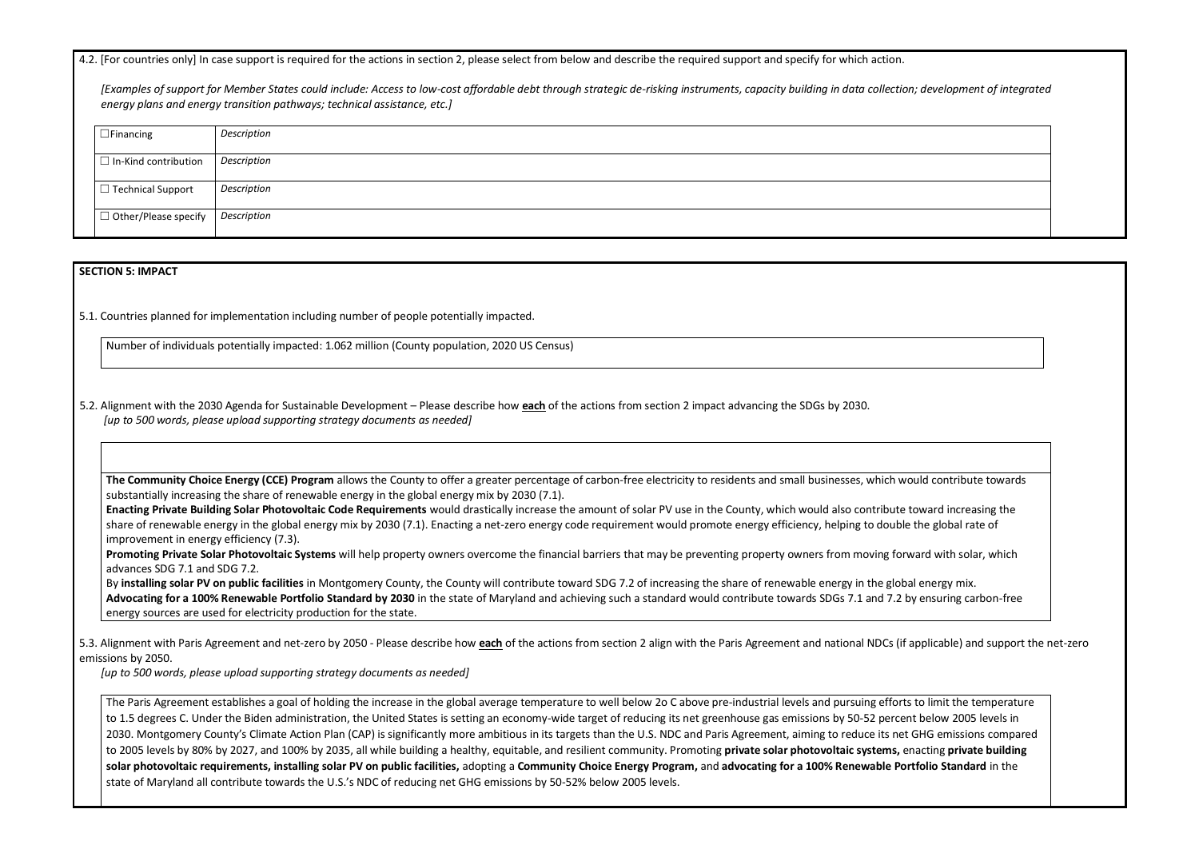4.2. [For countries only] In case support is required for the actions in section 2, please select from below and describe the required support and specify for which action.

*[Examples of support for Member States could include: Access to low-cost affordable debt through strategic de-risking instruments, capacity building in data collection; development of integrated energy plans and energy transition pathways; technical assistance, etc.]*

| | |
|---|---|
| ☐ Financing | *Description* |
| ☐ In-Kind contribution | *Description* |
| ☐ Technical Support | *Description* |
| ☐ Other/Please specify | *Description* |

**SECTION 5: IMPACT**

5.1. Countries planned for implementation including number of people potentially impacted.

Number of individuals potentially impacted: 1.062 million (County population, 2020 US Census)

5.2. Alignment with the 2030 Agenda for Sustainable Development – Please describe how **each** of the actions from section 2 impact advancing the SDGs by 2030.
*[up to 500 words, please upload supporting strategy documents as needed]*

**The Community Choice Energy (CCE) Program** allows the County to offer a greater percentage of carbon-free electricity to residents and small businesses, which would contribute towards substantially increasing the share of renewable energy in the global energy mix by 2030 (7.1).
**Enacting Private Building Solar Photovoltaic Code Requirements** would drastically increase the amount of solar PV use in the County, which would also contribute toward increasing the share of renewable energy in the global energy mix by 2030 (7.1). Enacting a net-zero energy code requirement would promote energy efficiency, helping to double the global rate of improvement in energy efficiency (7.3).
**Promoting Private Solar Photovoltaic Systems** will help property owners overcome the financial barriers that may be preventing property owners from moving forward with solar, which advances SDG 7.1 and SDG 7.2.
By **installing solar PV on public facilities** in Montgomery County, the County will contribute toward SDG 7.2 of increasing the share of renewable energy in the global energy mix.
**Advocating for a 100% Renewable Portfolio Standard by 2030** in the state of Maryland and achieving such a standard would contribute towards SDGs 7.1 and 7.2 by ensuring carbon-free energy sources are used for electricity production for the state.

5.3. Alignment with Paris Agreement and net-zero by 2050 - Please describe how **each** of the actions from section 2 align with the Paris Agreement and national NDCs (if applicable) and support the net-zero emissions by 2050.
*[up to 500 words, please upload supporting strategy documents as needed]*

The Paris Agreement establishes a goal of holding the increase in the global average temperature to well below 2o C above pre-industrial levels and pursuing efforts to limit the temperature to 1.5 degrees C. Under the Biden administration, the United States is setting an economy-wide target of reducing its net greenhouse gas emissions by 50-52 percent below 2005 levels in 2030. Montgomery County's Climate Action Plan (CAP) is significantly more ambitious in its targets than the U.S. NDC and Paris Agreement, aiming to reduce its net GHG emissions compared to 2005 levels by 80% by 2027, and 100% by 2035, all while building a healthy, equitable, and resilient community. Promoting **private solar photovoltaic systems,** enacting **private building solar photovoltaic requirements, installing solar PV on public facilities,** adopting a **Community Choice Energy Program,** and **advocating for a 100% Renewable Portfolio Standard** in the state of Maryland all contribute towards the U.S.'s NDC of reducing net GHG emissions by 50-52% below 2005 levels.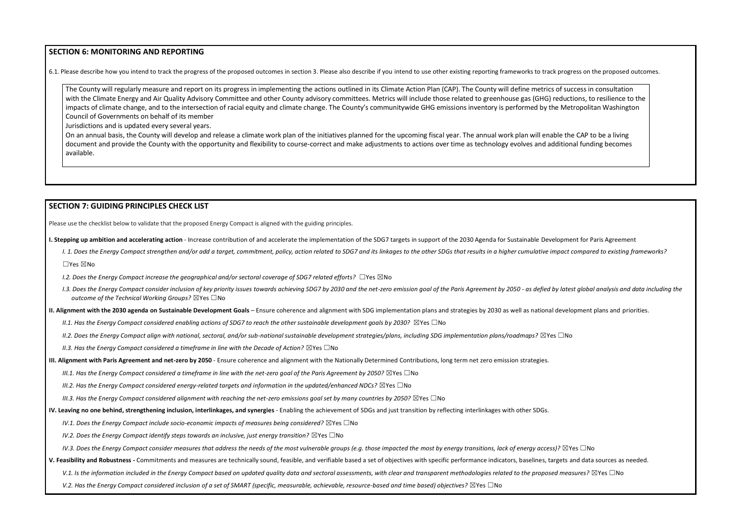## SECTION 6: MONITORING AND REPORTING

6.1. Please describe how you intend to track the progress of the proposed outcomes in section 3. Please also describe if you intend to use other existing reporting frameworks to track progress on the proposed outcomes.

The County will regularly measure and report on its progress in implementing the actions outlined in its Climate Action Plan (CAP). The County will define metrics of success in consultation with the Climate Energy and Air Quality Advisory Committee and other County advisory committees. Metrics will include those related to greenhouse gas (GHG) reductions, to resilience to the impacts of climate change, and to the intersection of racial equity and climate change. The County's communitywide GHG emissions inventory is performed by the Metropolitan Washington Council of Governments on behalf of its member

Jurisdictions and is updated every several years.

On an annual basis, the County will develop and release a climate work plan of the initiatives planned for the upcoming fiscal year. The annual work plan will enable the CAP to be a living document and provide the County with the opportunity and flexibility to course-correct and make adjustments to actions over time as technology evolves and additional funding becomes available.

## SECTION 7: GUIDING PRINCIPLES CHECK LIST

Please use the checklist below to validate that the proposed Energy Compact is aligned with the guiding principles.

**I. Stepping up ambition and accelerating action** - Increase contribution of and accelerate the implementation of the SDG7 targets in support of the 2030 Agenda for Sustainable Development for Paris Agreement

*I. 1. Does the Energy Compact strengthen and/or add a target, commitment, policy, action related to SDG7 and its linkages to the other SDGs that results in a higher cumulative impact compared to existing frameworks?*

☐Yes ☒No

*I.2. Does the Energy Compact increase the geographical and/or sectoral coverage of SDG7 related efforts?* ☐Yes ☒No

*I.3. Does the Energy Compact consider inclusion of key priority issues towards achieving SDG7 by 2030 and the net-zero emission goal of the Paris Agreement by 2050 - as defied by latest global analysis and data including the outcome of the Technical Working Groups?* ☒Yes ☐No

**II. Alignment with the 2030 agenda on Sustainable Development Goals** – Ensure coherence and alignment with SDG implementation plans and strategies by 2030 as well as national development plans and priorities.

*II.1. Has the Energy Compact considered enabling actions of SDG7 to reach the other sustainable development goals by 2030?* ☒Yes ☐No

*II.2. Does the Energy Compact align with national, sectoral, and/or sub-national sustainable development strategies/plans, including SDG implementation plans/roadmaps?* ☒Yes ☐No

*II.3. Has the Energy Compact considered a timeframe in line with the Decade of Action?* ☒Yes ☐No

**III. Alignment with Paris Agreement and net-zero by 2050** - Ensure coherence and alignment with the Nationally Determined Contributions, long term net zero emission strategies.

*III.1. Has the Energy Compact considered a timeframe in line with the net-zero goal of the Paris Agreement by 2050?* ☒Yes ☐No

*III.2. Has the Energy Compact considered energy-related targets and information in the updated/enhanced NDCs?* ☒Yes ☐No

*III.3. Has the Energy Compact considered alignment with reaching the net-zero emissions goal set by many countries by 2050?* ☒Yes ☐No

**IV. Leaving no one behind, strengthening inclusion, interlinkages, and synergies** - Enabling the achievement of SDGs and just transition by reflecting interlinkages with other SDGs.

*IV.1. Does the Energy Compact include socio-economic impacts of measures being considered?* ☒Yes ☐No

*IV.2. Does the Energy Compact identify steps towards an inclusive, just energy transition?* ☒Yes ☐No

*IV.3. Does the Energy Compact consider measures that address the needs of the most vulnerable groups (e.g. those impacted the most by energy transitions, lack of energy access)?* ☒Yes ☐No

**V. Feasibility and Robustness -** Commitments and measures are technically sound, feasible, and verifiable based a set of objectives with specific performance indicators, baselines, targets and data sources as needed.

*V.1. Is the information included in the Energy Compact based on updated quality data and sectoral assessments, with clear and transparent methodologies related to the proposed measures?* ☒Yes ☐No

*V.2. Has the Energy Compact considered inclusion of a set of SMART (specific, measurable, achievable, resource-based and time based) objectives?* ☒Yes ☐No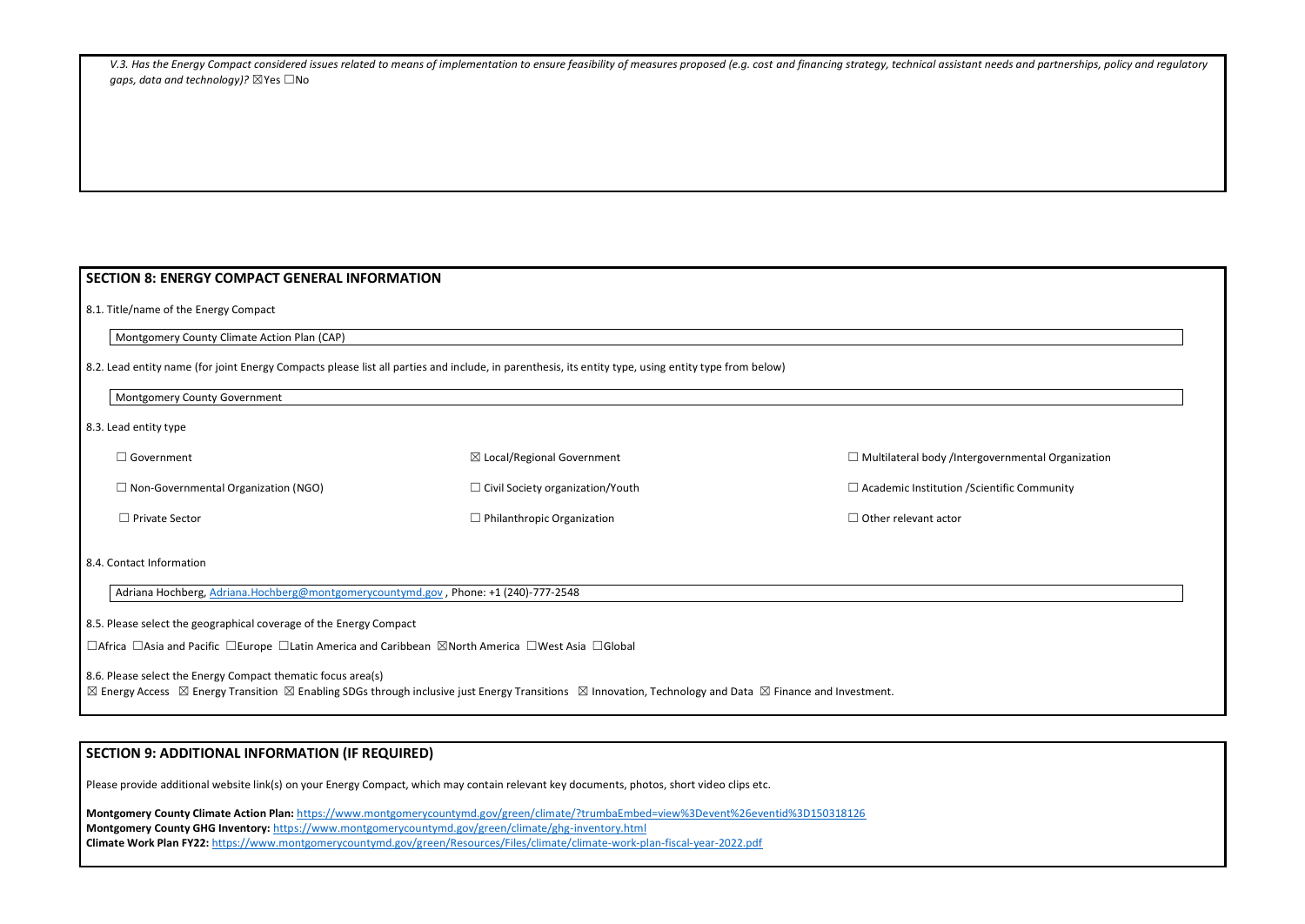*V.3. Has the Energy Compact considered issues related to means of implementation to ensure feasibility of measures proposed (e.g. cost and financing strategy, technical assistant needs and partnerships, policy and regulatory gaps, data and technology)?* ☒Yes ☐No

## SECTION 8: ENERGY COMPACT GENERAL INFORMATION

8.1. Title/name of the Energy Compact

Montgomery County Climate Action Plan (CAP)

8.2. Lead entity name (for joint Energy Compacts please list all parties and include, in parenthesis, its entity type, using entity type from below)

Montgomery County Government

8.3. Lead entity type

| | | |
|---|---|---|
| ☐ Government | ☒ Local/Regional Government | ☐ Multilateral body /Intergovernmental Organization |
| ☐ Non-Governmental Organization (NGO) | ☐ Civil Society organization/Youth | ☐ Academic Institution /Scientific Community |
| ☐ Private Sector | ☐ Philanthropic Organization | ☐ Other relevant actor |

8.4. Contact Information

Adriana Hochberg, Adriana.Hochberg@montgomerycountymd.gov , Phone: +1 (240)-777-2548

8.5. Please select the geographical coverage of the Energy Compact

☐Africa ☐Asia and Pacific ☐Europe ☐Latin America and Caribbean ☒North America ☐West Asia ☐Global

8.6. Please select the Energy Compact thematic focus area(s)

☒ Energy Access ☒ Energy Transition ☒ Enabling SDGs through inclusive just Energy Transitions ☒ Innovation, Technology and Data ☒ Finance and Investment.

## SECTION 9: ADDITIONAL INFORMATION (IF REQUIRED)

Please provide additional website link(s) on your Energy Compact, which may contain relevant key documents, photos, short video clips etc.

**Montgomery County Climate Action Plan:** https://www.montgomerycountymd.gov/green/climate/?trumbaEmbed=view%3Devent%26eventid%3D150318126
**Montgomery County GHG Inventory:** https://www.montgomerycountymd.gov/green/climate/ghg-inventory.html
**Climate Work Plan FY22:** https://www.montgomerycountymd.gov/green/Resources/Files/climate/climate-work-plan-fiscal-year-2022.pdf